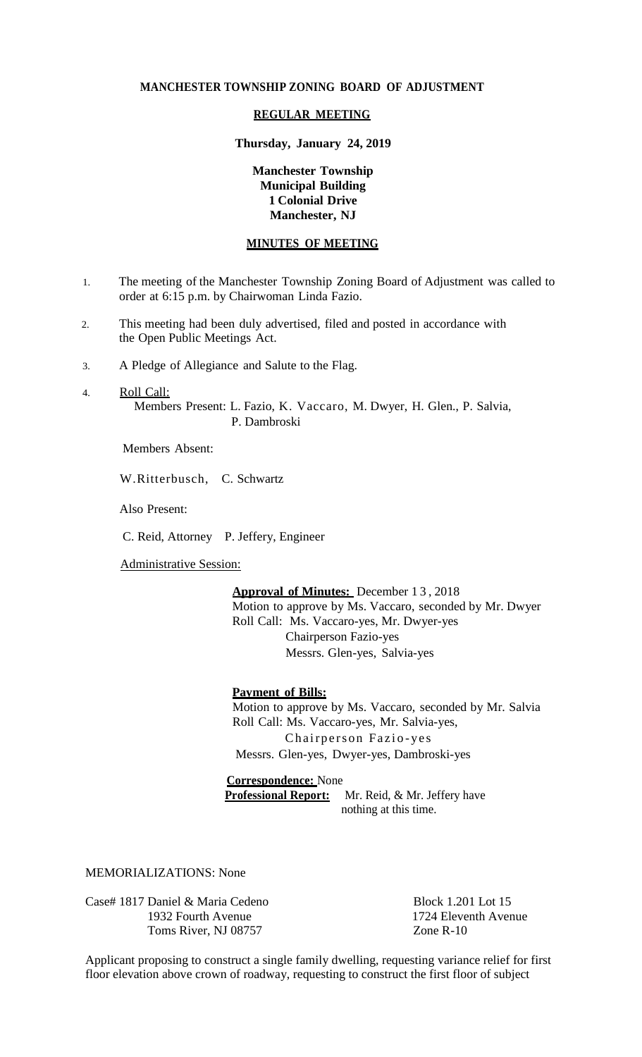**MANCHESTER TOWNSHIP ZONING BOARD OF ADJUSTMENT**

**REGULAR MEETING**

**Thursday, January 24, 2019**

**Manchester Township**
**Municipal Building**
**1 Colonial Drive**
**Manchester, NJ**

**MINUTES OF MEETING**

1. The meeting of the Manchester Township Zoning Board of Adjustment was called to order at 6:15 p.m. by Chairwoman Linda Fazio.

2. This meeting had been duly advertised, filed and posted in accordance with the Open Public Meetings Act.

3. A Pledge of Allegiance and Salute to the Flag.

4. Roll Call:
   Members Present: L. Fazio, K. Vaccaro, M. Dwyer, H. Glen., P. Salvia, P. Dambroski

   Members Absent:

   W.Ritterbusch, C. Schwartz

   Also Present:

   C. Reid, Attorney P. Jeffery, Engineer

   Administrative Session:

   **Approval of Minutes:** December 13, 2018
   Motion to approve by Ms. Vaccaro, seconded by Mr. Dwyer
   Roll Call: Ms. Vaccaro-yes, Mr. Dwyer-yes
   Chairperson Fazio-yes
   Messrs. Glen-yes, Salvia-yes

   **Payment of Bills:**
   Motion to approve by Ms. Vaccaro, seconded by Mr. Salvia
   Roll Call: Ms. Vaccaro-yes, Mr. Salvia-yes,
   Chairperson Fazio-yes
   Messrs. Glen-yes, Dwyer-yes, Dambroski-yes

   **Correspondence:** None
   **Professional Report:** Mr. Reid, & Mr. Jeffery have nothing at this time.

MEMORIALIZATIONS: None

Case# 1817 Daniel & Maria Cedeno
1932 Fourth Avenue
Toms River, NJ 08757

Block 1.201 Lot 15
1724 Eleventh Avenue
Zone R-10

Applicant proposing to construct a single family dwelling, requesting variance relief for first floor elevation above crown of roadway, requesting to construct the first floor of subject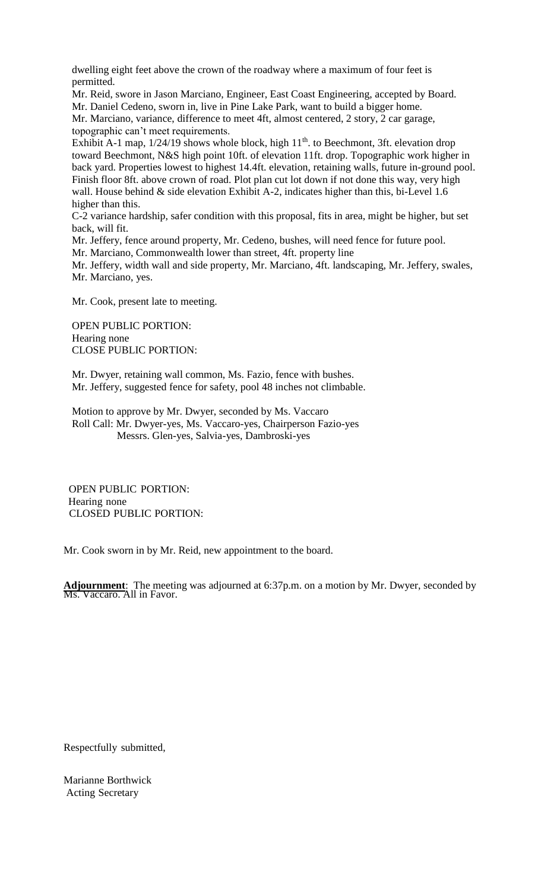dwelling eight feet above the crown of the roadway where a maximum of four feet is permitted.

Mr. Reid, swore in Jason Marciano, Engineer, East Coast Engineering, accepted by Board.

Mr. Daniel Cedeno, sworn in, live in Pine Lake Park, want to build a bigger home.

Mr. Marciano, variance, difference to meet 4ft, almost centered, 2 story, 2 car garage, topographic can't meet requirements.

Exhibit A-1 map, 1/24/19 shows whole block, high 11th. to Beechmont, 3ft. elevation drop toward Beechmont, N&S high point 10ft. of elevation 11ft. drop. Topographic work higher in back yard. Properties lowest to highest 14.4ft. elevation, retaining walls, future in-ground pool. Finish floor 8ft. above crown of road. Plot plan cut lot down if not done this way, very high wall. House behind & side elevation Exhibit A-2, indicates higher than this, bi-Level 1.6 higher than this.

C-2 variance hardship, safer condition with this proposal, fits in area, might be higher, but set back, will fit.

Mr. Jeffery, fence around property, Mr. Cedeno, bushes, will need fence for future pool.

Mr. Marciano, Commonwealth lower than street, 4ft. property line

Mr. Jeffery, width wall and side property, Mr. Marciano, 4ft. landscaping, Mr. Jeffery, swales, Mr. Marciano, yes.

Mr. Cook, present late to meeting.

OPEN PUBLIC PORTION:
Hearing none
CLOSE PUBLIC PORTION:

Mr. Dwyer, retaining wall common, Ms. Fazio, fence with bushes.
Mr. Jeffery, suggested fence for safety, pool 48 inches not climbable.

Motion to approve by Mr. Dwyer, seconded by Ms. Vaccaro
Roll Call: Mr. Dwyer-yes, Ms. Vaccaro-yes, Chairperson Fazio-yes
Messrs. Glen-yes, Salvia-yes, Dambroski-yes

OPEN PUBLIC PORTION:
Hearing none
CLOSED PUBLIC PORTION:

Mr. Cook sworn in by Mr. Reid, new appointment to the board.

**Adjournment**: The meeting was adjourned at 6:37p.m. on a motion by Mr. Dwyer, seconded by Ms. Vaccaro. All in Favor.

Respectfully submitted,

Marianne Borthwick
Acting Secretary